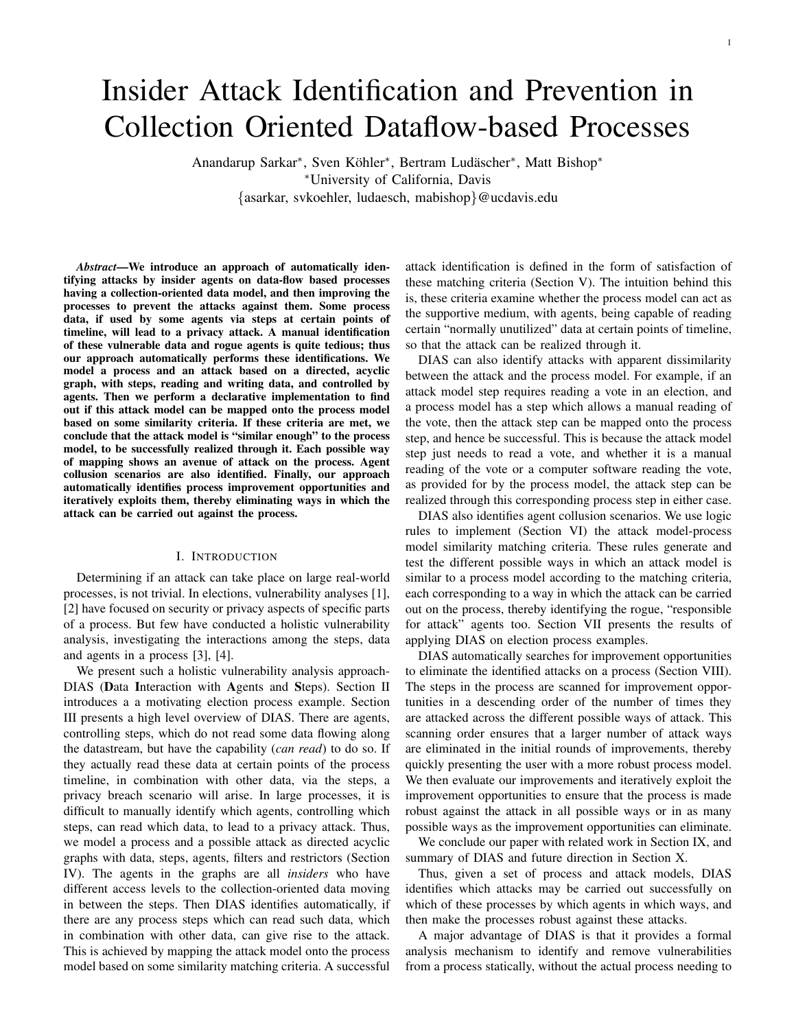# Insider Attack Identification and Prevention in Collection Oriented Dataflow-based Processes

Anandarup Sarkar*, Sven Köhler*, Bertram Ludäscher*, Matt Bishop*

*University of California, Davis

{asarkar, svkoehler, ludaesch, mabishop}@ucdavis.edu

***Abstract*—We introduce an approach of automatically identifying attacks by insider agents on data-flow based processes having a collection-oriented data model, and then improving the processes to prevent the attacks against them. Some process data, if used by some agents via steps at certain points of timeline, will lead to a privacy attack. A manual identification of these vulnerable data and rogue agents is quite tedious; thus our approach automatically performs these identifications. We model a process and an attack based on a directed, acyclic graph, with steps, reading and writing data, and controlled by agents. Then we perform a declarative implementation to find out if this attack model can be mapped onto the process model based on some similarity criteria. If these criteria are met, we conclude that the attack model is "similar enough" to the process model, to be successfully realized through it. Each possible way of mapping shows an avenue of attack on the process. Agent collusion scenarios are also identified. Finally, our approach automatically identifies process improvement opportunities and iteratively exploits them, thereby eliminating ways in which the attack can be carried out against the process.**

## I. Introduction

Determining if an attack can take place on large real-world processes, is not trivial. In elections, vulnerability analyses [1], [2] have focused on security or privacy aspects of specific parts of a process. But few have conducted a holistic vulnerability analysis, investigating the interactions among the steps, data and agents in a process [3], [4].

We present such a holistic vulnerability analysis approach- DIAS (**D**ata **I**nteraction with **A**gents and **S**teps). Section II introduces a a motivating election process example. Section III presents a high level overview of DIAS. There are agents, controlling steps, which do not read some data flowing along the datastream, but have the capability (*can read*) to do so. If they actually read these data at certain points of the process timeline, in combination with other data, via the steps, a privacy breach scenario will arise. In large processes, it is difficult to manually identify which agents, controlling which steps, can read which data, to lead to a privacy attack. Thus, we model a process and a possible attack as directed acyclic graphs with data, steps, agents, filters and restrictors (Section IV). The agents in the graphs are all *insiders* who have different access levels to the collection-oriented data moving in between the steps. Then DIAS identifies automatically, if there are any process steps which can read such data, which in combination with other data, can give rise to the attack. This is achieved by mapping the attack model onto the process model based on some similarity matching criteria. A successful attack identification is defined in the form of satisfaction of these matching criteria (Section V). The intuition behind this is, these criteria examine whether the process model can act as the supportive medium, with agents, being capable of reading certain "normally unutilized" data at certain points of timeline, so that the attack can be realized through it.

DIAS can also identify attacks with apparent dissimilarity between the attack and the process model. For example, if an attack model step requires reading a vote in an election, and a process model has a step which allows a manual reading of the vote, then the attack step can be mapped onto the process step, and hence be successful. This is because the attack model step just needs to read a vote, and whether it is a manual reading of the vote or a computer software reading the vote, as provided for by the process model, the attack step can be realized through this corresponding process step in either case.

DIAS also identifies agent collusion scenarios. We use logic rules to implement (Section VI) the attack model-process model similarity matching criteria. These rules generate and test the different possible ways in which an attack model is similar to a process model according to the matching criteria, each corresponding to a way in which the attack can be carried out on the process, thereby identifying the rogue, "responsible for attack" agents too. Section VII presents the results of applying DIAS on election process examples.

DIAS automatically searches for improvement opportunities to eliminate the identified attacks on a process (Section VIII). The steps in the process are scanned for improvement opportunities in a descending order of the number of times they are attacked across the different possible ways of attack. This scanning order ensures that a larger number of attack ways are eliminated in the initial rounds of improvements, thereby quickly presenting the user with a more robust process model. We then evaluate our improvements and iteratively exploit the improvement opportunities to ensure that the process is made robust against the attack in all possible ways or in as many possible ways as the improvement opportunities can eliminate.

We conclude our paper with related work in Section IX, and summary of DIAS and future direction in Section X.

Thus, given a set of process and attack models, DIAS identifies which attacks may be carried out successfully on which of these processes by which agents in which ways, and then make the processes robust against these attacks.

A major advantage of DIAS is that it provides a formal analysis mechanism to identify and remove vulnerabilities from a process statically, without the actual process needing to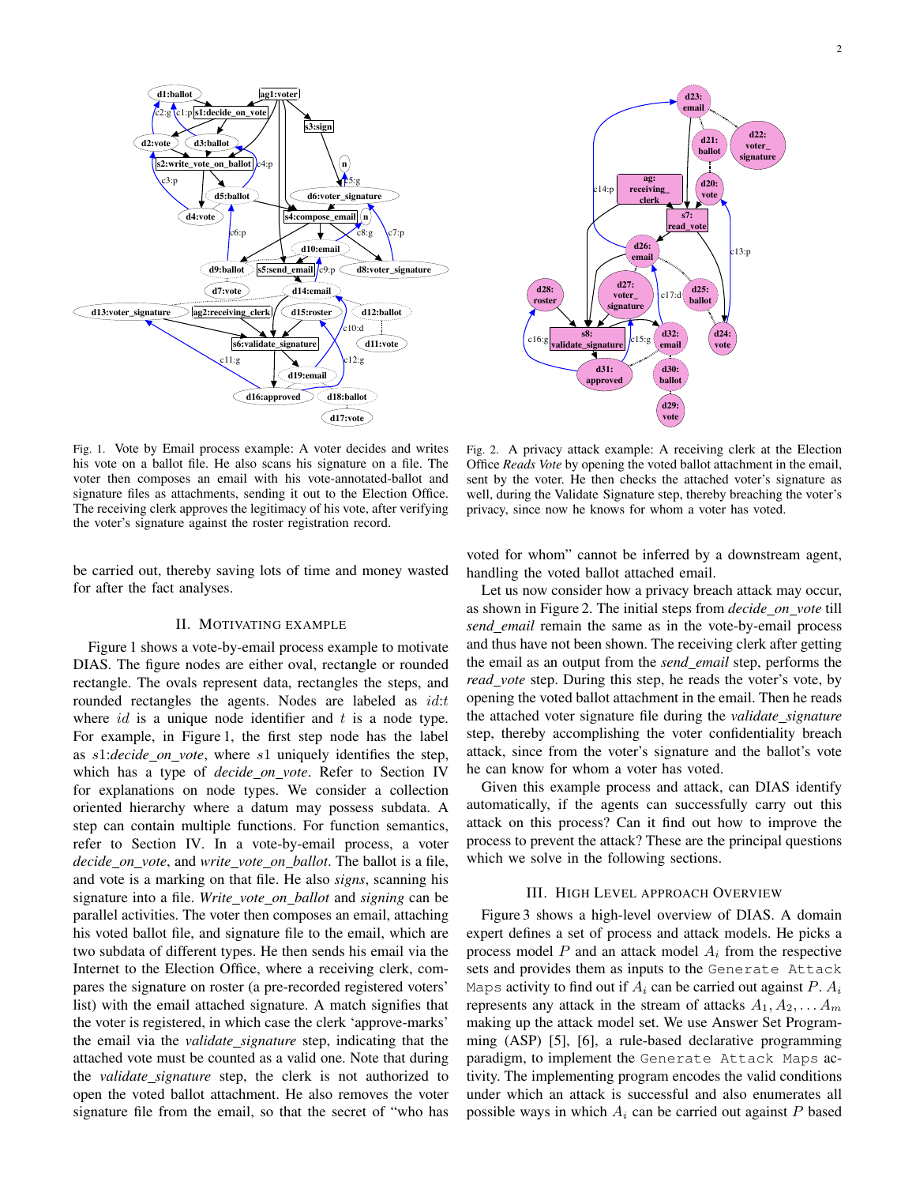Fig. 1. Vote by Email process example: A voter decides and writes his vote on a ballot file. He also scans his signature on a file. The voter then composes an email with his vote-annotated-ballot and signature files as attachments, sending it out to the Election Office. The receiving clerk approves the legitimacy of his vote, after verifying the voter's signature against the roster registration record.

Fig. 2. A privacy attack example: A receiving clerk at the Election Office *Reads Vote* by opening the voted ballot attachment in the email, sent by the voter. He then checks the attached voter's signature as well, during the Validate Signature step, thereby breaching the voter's privacy, since now he knows for whom a voter has voted.

be carried out, thereby saving lots of time and money wasted for after the fact analyses.

## II. Motivating Example

Figure 1 shows a vote-by-email process example to motivate DIAS. The figure nodes are either oval, rectangle or rounded rectangle. The ovals represent data, rectangles the steps, and rounded rectangles the agents. Nodes are labeled as $id$:$t$ where $id$ is a unique node identifier and $t$ is a node type. For example, in Figure 1, the first step node has the label as $s1$:*decide_on_vote*, where $s1$ uniquely identifies the step, which has a type of *decide_on_vote*. Refer to Section IV for explanations on node types. We consider a collection oriented hierarchy where a datum may possess subdata. A step can contain multiple functions. For function semantics, refer to Section IV. In a vote-by-email process, a voter *decide_on_vote*, and *write_vote_on_ballot*. The ballot is a file, and vote is a marking on that file. He also *signs*, scanning his signature into a file. *Write_vote_on_ballot* and *signing* can be parallel activities. The voter then composes an email, attaching his voted ballot file, and signature file to the email, which are two subdata of different types. He then sends his email via the Internet to the Election Office, where a receiving clerk, compares the signature on roster (a pre-recorded registered voters' list) with the email attached signature. A match signifies that the voter is registered, in which case the clerk 'approve-marks' the email via the *validate_signature* step, indicating that the attached vote must be counted as a valid one. Note that during the *validate_signature* step, the clerk is not authorized to open the voted ballot attachment. He also removes the voter signature file from the email, so that the secret of "who has voted for whom" cannot be inferred by a downstream agent, handling the voted ballot attached email.

Let us now consider how a privacy breach attack may occur, as shown in Figure 2. The initial steps from *decide_on_vote* till *send_email* remain the same as in the vote-by-email process and thus have not been shown. The receiving clerk after getting the email as an output from the *send_email* step, performs the *read_vote* step. During this step, he reads the voter's vote, by opening the voted ballot attachment in the email. Then he reads the attached voter signature file during the *validate_signature* step, thereby accomplishing the voter confidentiality breach attack, since from the voter's signature and the ballot's vote he can know for whom a voter has voted.

Given this example process and attack, can DIAS identify automatically, if the agents can successfully carry out this attack on this process? Can it find out how to improve the process to prevent the attack? These are the principal questions which we solve in the following sections.

## III. High Level Approach Overview

Figure 3 shows a high-level overview of DIAS. A domain expert defines a set of process and attack models. He picks a process model $P$ and an attack model $A_i$ from the respective sets and provides them as inputs to the `Generate Attack Maps` activity to find out if $A_i$ can be carried out against $P$. $A_i$ represents any attack in the stream of attacks $A_1, A_2, \ldots A_m$ making up the attack model set. We use Answer Set Programming (ASP) [5], [6], a rule-based declarative programming paradigm, to implement the `Generate Attack Maps` activity. The implementing program encodes the valid conditions under which an attack is successful and also enumerates all possible ways in which $A_i$ can be carried out against $P$ based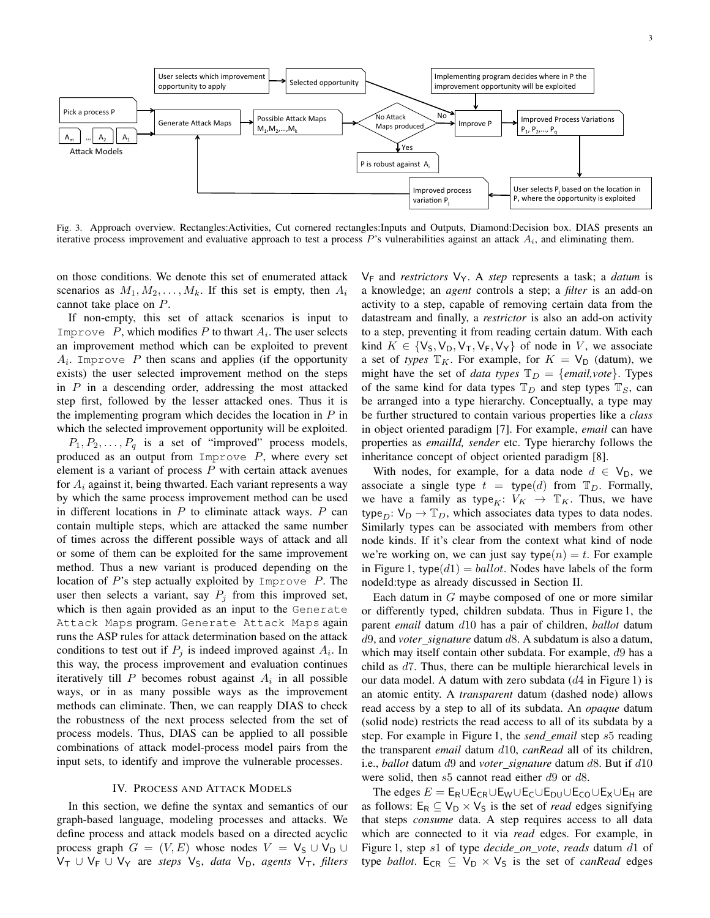Fig. 3. Approach overview. Rectangles:Activities, Cut cornered rectangles:Inputs and Outputs, Diamond:Decision box. DIAS presents an iterative process improvement and evaluative approach to test a process $P$'s vulnerabilities against an attack $A_i$, and eliminating them.

on those conditions. We denote this set of enumerated attack scenarios as $M_1, M_2, \ldots, M_k$. If this set is empty, then $A_i$ cannot take place on $P$.

If non-empty, this set of attack scenarios is input to `Improve P`, which modifies $P$ to thwart $A_i$. The user selects an improvement method which can be exploited to prevent $A_i$. `Improve P` then scans and applies (if the opportunity exists) the user selected improvement method on the steps in $P$ in a descending order, addressing the most attacked step first, followed by the lesser attacked ones. Thus it is the implementing program which decides the location in $P$ in which the selected improvement opportunity will be exploited.

$P_1, P_2, \ldots, P_q$ is a set of "improved" process models, produced as an output from `Improve P`, where every set element is a variant of process $P$ with certain attack avenues for $A_i$ against it, being thwarted. Each variant represents a way by which the same process improvement method can be used in different locations in $P$ to eliminate attack ways. $P$ can contain multiple steps, which are attacked the same number of times across the different possible ways of attack and all or some of them can be exploited for the same improvement method. Thus a new variant is produced depending on the location of $P$'s step actually exploited by `Improve P`. The user then selects a variant, say $P_j$ from this improved set, which is then again provided as an input to the `Generate Attack Maps` program. `Generate Attack Maps` again runs the ASP rules for attack determination based on the attack conditions to test out if $P_j$ is indeed improved against $A_i$. In this way, the process improvement and evaluation continues iteratively till $P$ becomes robust against $A_i$ in all possible ways, or in as many possible ways as the improvement methods can eliminate. Then, we can reapply DIAS to check the robustness of the next process selected from the set of process models. Thus, DIAS can be applied to all possible combinations of attack model-process model pairs from the input sets, to identify and improve the vulnerable processes.

## IV. Process and Attack Models

In this section, we define the syntax and semantics of our graph-based language, modeling processes and attacks. We define process and attack models based on a directed acyclic process graph $G = (V, E)$ whose nodes $V = \mathsf{V_S} \cup \mathsf{V_D} \cup \mathsf{V_T} \cup \mathsf{V_F} \cup \mathsf{V_Y}$ are *steps* $\mathsf{V_S}$, *data* $\mathsf{V_D}$, *agents* $\mathsf{V_T}$, *filters* $\mathsf{V_F}$ and *restrictors* $\mathsf{V_Y}$. A *step* represents a task; a *datum* is a knowledge; an *agent* controls a step; a *filter* is an add-on activity to a step, capable of removing certain data from the datastream and finally, a *restrictor* is also an add-on activity to a step, preventing it from reading certain datum. With each kind $K \in \{\mathsf{V_S}, \mathsf{V_D}, \mathsf{V_T}, \mathsf{V_F}, \mathsf{V_Y}\}$ of node in $V$, we associate a set of *types* $\mathbb{T}_K$. For example, for $K = \mathsf{V_D}$ (datum), we might have the set of *data types* $\mathbb{T}_D = \{$*email,vote*$\}$. Types of the same kind for data types $\mathbb{T}_D$ and step types $\mathbb{T}_S$, can be arranged into a type hierarchy. Conceptually, a type may be further structured to contain various properties like a *class* in object oriented paradigm [7]. For example, *email* can have properties as *emailId, sender* etc. Type hierarchy follows the inheritance concept of object oriented paradigm [8].

With nodes, for example, for a data node $d \in \mathsf{V_D}$, we associate a single type $t = \mathsf{type}(d)$ from $\mathbb{T}_D$. Formally, we have a family as $\mathsf{type}_K$: $V_K \to \mathbb{T}_K$. Thus, we have $\mathsf{type}_D$: $\mathsf{V_D} \to \mathbb{T}_D$, which associates data types to data nodes. Similarly types can be associated with members from other node kinds. If it's clear from the context what kind of node we're working on, we can just say $\mathsf{type}(n) = t$. For example in Figure 1, $\mathsf{type}(d1) = ballot$. Nodes have labels of the form nodeId:type as already discussed in Section II.

Each datum in $G$ maybe composed of one or more similar or differently typed, children subdata. Thus in Figure 1, the parent *email* datum $d10$ has a pair of children, *ballot* datum $d9$, and *voter_signature* datum $d8$. A subdatum is also a datum, which may itself contain other subdata. For example, $d9$ has a child as $d7$. Thus, there can be multiple hierarchical levels in our data model. A datum with zero subdata ($d4$ in Figure 1) is an atomic entity. A *transparent* datum (dashed node) allows read access by a step to all of its subdata. An *opaque* datum (solid node) restricts the read access to all of its subdata by a step. For example in Figure 1, the *send_email* step $s5$ reading the transparent *email* datum $d10$, *canRead* all of its children, i.e., *ballot* datum $d9$ and *voter_signature* datum $d8$. But if $d10$ were solid, then $s5$ cannot read either $d9$ or $d8$.

The edges $E = \mathsf{E_R} \cup \mathsf{E_{CR}} \cup \mathsf{E_W} \cup \mathsf{E_C} \cup \mathsf{E_{DU}} \cup \mathsf{E_{CO}} \cup \mathsf{E_X} \cup \mathsf{E_H}$ are as follows: $\mathsf{E_R} \subseteq \mathsf{V_D} \times \mathsf{V_S}$ is the set of *read* edges signifying that steps *consume* data. A step requires access to all data which are connected to it via *read* edges. For example, in Figure 1, step $s1$ of type *decide_on_vote*, *reads* datum $d1$ of type *ballot*. $\mathsf{E_{CR}} \subseteq \mathsf{V_D} \times \mathsf{V_S}$ is the set of *canRead* edges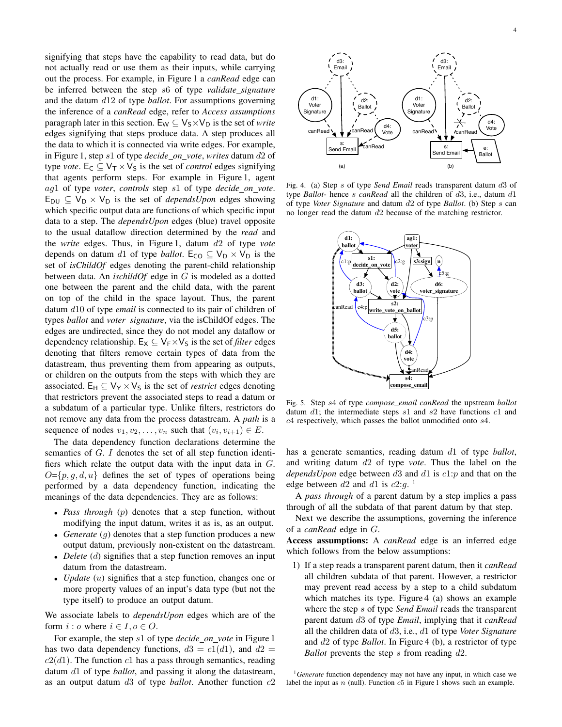signifying that steps have the capability to read data, but do not actually read or use them as their inputs, while carrying out the process. For example, in Figure 1 a *canRead* edge can be inferred between the step $s6$ of type *validate_signature* and the datum $d12$ of type *ballot*. For assumptions governing the inference of a *canRead* edge, refer to *Access assumptions* paragraph later in this section. $\mathsf{E_W} \subseteq \mathsf{V_S} \times \mathsf{V_D}$ is the set of *write* edges signifying that steps produce data. A step produces all the data to which it is connected via write edges. For example, in Figure 1, step $s1$ of type *decide_on_vote*, *writes* datum $d2$ of type *vote*. $\mathsf{E_C} \subseteq \mathsf{V_T} \times \mathsf{V_S}$ is the set of *control* edges signifying that agents perform steps. For example in Figure 1, agent $ag1$ of type *voter*, *controls* step $s1$ of type *decide_on_vote*. $\mathsf{E_{DU}} \subseteq \mathsf{V_D} \times \mathsf{V_D}$ is the set of *dependsUpon* edges showing which specific output data are functions of which specific input data to a step. The *dependsUpon* edges (blue) travel opposite to the usual dataflow direction determined by the *read* and the *write* edges. Thus, in Figure 1, datum $d2$ of type *vote* depends on datum $d1$ of type *ballot*. $\mathsf{E_{CO}} \subseteq \mathsf{V_D} \times \mathsf{V_D}$ is the set of *isChildOf* edges denoting the parent-child relationship between data. An *ischildOf* edge in $G$ is modeled as a dotted one between the parent and the child data, with the parent on top of the child in the space layout. Thus, the parent datum $d10$ of type *email* is connected to its pair of children of types *ballot* and *voter_signature*, via the isChildOf edges. The edges are undirected, since they do not model any dataflow or dependency relationship. $\mathsf{E_X} \subseteq \mathsf{V_F} \times \mathsf{V_S}$ is the set of *filter* edges denoting that filters remove certain types of data from the datastream, thus preventing them from appearing as outputs, or children on the outputs from the steps with which they are associated. $\mathsf{E_H} \subseteq \mathsf{V_Y} \times \mathsf{V_S}$ is the set of *restrict* edges denoting that restrictors prevent the associated steps to read a datum or a subdatum of a particular type. Unlike filters, restrictors do not remove any data from the process datastream. A *path* is a sequence of nodes $v_1, v_2, \ldots, v_n$ such that $(v_i, v_{i+1}) \in E$.

The data dependency function declarations determine the semantics of $G$. $I$ denotes the set of all step function identifiers which relate the output data with the input data in $G$. $O$=$\{p, g, d, u\}$ defines the set of types of operations being performed by a data dependency function, indicating the meanings of the data dependencies. They are as follows:

- *Pass through* ($p$) denotes that a step function, without modifying the input datum, writes it as is, as an output.
- *Generate* ($g$) denotes that a step function produces a new output datum, previously non-existent on the datastream.
- *Delete* ($d$) signifies that a step function removes an input datum from the datastream.
- *Update* ($u$) signifies that a step function, changes one or more property values of an input's data type (but not the type itself) to produce an output datum.

We associate labels to *dependsUpon* edges which are of the form $i : o$ where $i \in I, o \in O$.

For example, the step $s1$ of type *decide_on_vote* in Figure 1 has two data dependency functions, $d3 = c1(d1)$, and $d2 = c2(d1)$. The function $c1$ has a pass through semantics, reading datum $d1$ of type *ballot*, and passing it along the datastream, as an output datum $d3$ of type *ballot*. Another function $c2$ has a generate semantics, reading datum $d1$ of type *ballot*, and writing datum $d2$ of type *vote*. Thus the label on the *dependsUpon* edge between $d3$ and $d1$ is $c1$:$p$ and that on the edge between $d2$ and $d1$ is $c2$:$g$. [1]

A *pass through* of a parent datum by a step implies a pass through of all the subdata of that parent datum by that step.

Next we describe the assumptions, governing the inference of a *canRead* edge in $G$.

**Access assumptions:** A *canRead* edge is an inferred edge which follows from the below assumptions:

1) If a step reads a transparent parent datum, then it *canRead* all children subdata of that parent. However, a restrictor may prevent read access by a step to a child subdatum which matches its type. Figure 4 (a) shows an example where the step $s$ of type *Send Email* reads the transparent parent datum $d3$ of type *Email*, implying that it *canRead* all the children data of $d3$, i.e., $d1$ of type *Voter Signature* and $d2$ of type *Ballot*. In Figure 4 (b), a restrictor of type *Ballot* prevents the step $s$ from reading $d2$.

[1] *Generate* function dependency may not have any input, in which case we label the input as $n$ (null). Function $c5$ in Figure 1 shows such an example.

Fig. 4. (a) Step $s$ of type *Send Email* reads transparent datum $d3$ of type *Ballot*- hence $s$ *canRead* all the children of $d3$, i.e., datum $d1$ of type *Voter Signature* and datum $d2$ of type *Ballot*. (b) Step $s$ can no longer read the datum $d2$ because of the matching restrictor.

Fig. 5. Step $s4$ of type *compose_email canRead* the upstream *ballot* datum $d1$; the intermediate steps $s1$ and $s2$ have functions $c1$ and $c4$ respectively, which passes the ballot unmodified onto $s4$.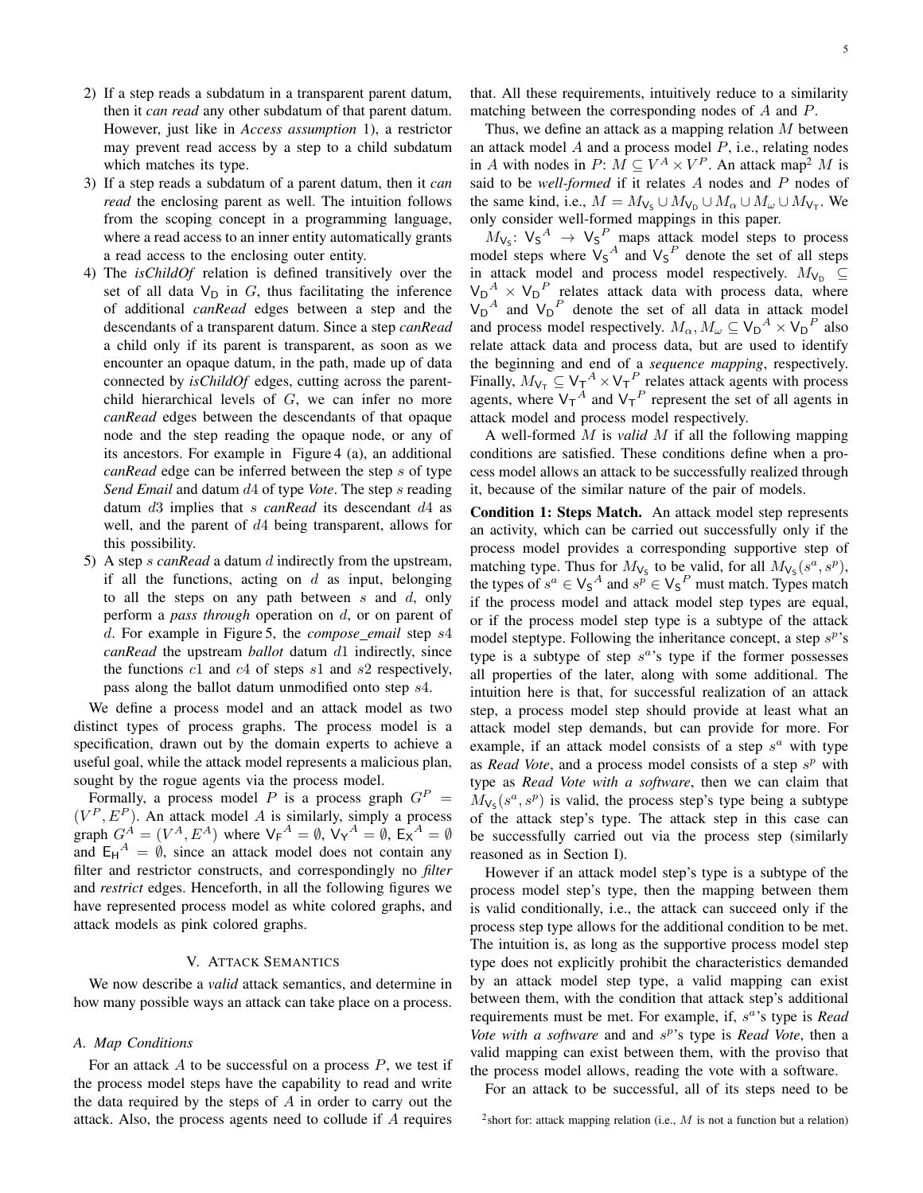2) If a step reads a subdatum in a transparent parent datum, then it *can read* any other subdatum of that parent datum. However, just like in *Access assumption* 1), a restrictor may prevent read access by a step to a child subdatum which matches its type.
3) If a step reads a subdatum of a parent datum, then it *can read* the enclosing parent as well. The intuition follows from the scoping concept in a programming language, where a read access to an inner entity automatically grants a read access to the enclosing outer entity.
4) The *isChildOf* relation is defined transitively over the set of all data $\mathsf{V_D}$ in $G$, thus facilitating the inference of additional *canRead* edges between a step and the descendants of a transparent datum. Since a step *canRead* a child only if its parent is transparent, as soon as we encounter an opaque datum, in the path, made up of data connected by *isChildOf* edges, cutting across the parent-child hierarchical levels of $G$, we can infer no more *canRead* edges between the descendants of that opaque node and the step reading the opaque node, or any of its ancestors. For example in Figure 4 (a), an additional *canRead* edge can be inferred between the step $s$ of type *Send Email* and datum $d4$ of type *Vote*. The step $s$ reading datum $d3$ implies that $s$ *canRead* its descendant $d4$ as well, and the parent of $d4$ being transparent, allows for this possibility.
5) A step $s$ *canRead* a datum $d$ indirectly from the upstream, if all the functions, acting on $d$ as input, belonging to all the steps on any path between $s$ and $d$, only perform a *pass through* operation on $d$, or on parent of $d$. For example in Figure 5, the *compose_email* step $s4$ *canRead* the upstream *ballot* datum $d1$ indirectly, since the functions $c1$ and $c4$ of steps $s1$ and $s2$ respectively, pass along the ballot datum unmodified onto step $s4$.

We define a process model and an attack model as two distinct types of process graphs. The process model is a specification, drawn out by the domain experts to achieve a useful goal, while the attack model represents a malicious plan, sought by the rogue agents via the process model.

Formally, a process model $P$ is a process graph $G^P = (V^P, E^P)$. An attack model $A$ is similarly, simply a process graph $G^A = (V^A, E^A)$ where ${\mathsf{V_F}}^A = \emptyset$, ${\mathsf{V_Y}}^A = \emptyset$, ${\mathsf{E_X}}^A = \emptyset$ and ${\mathsf{E_H}}^A = \emptyset$, since an attack model does not contain any filter and restrictor constructs, and correspondingly no *filter* and *restrict* edges. Henceforth, in all the following figures we have represented process model as white colored graphs, and attack models as pink colored graphs.

## V. Attack Semantics

We now describe a *valid* attack semantics, and determine in how many possible ways an attack can take place on a process.

### A. Map Conditions

For an attack $A$ to be successful on a process $P$, we test if the process model steps have the capability to read and write the data required by the steps of $A$ in order to carry out the attack. Also, the process agents need to collude if $A$ requires that. All these requirements, intuitively reduce to a similarity matching between the corresponding nodes of $A$ and $P$.

Thus, we define an attack as a mapping relation $M$ between an attack model $A$ and a process model $P$, i.e., relating nodes in $A$ with nodes in $P$: $M \subseteq V^A \times V^P$. An attack map[2] $M$ is said to be *well-formed* if it relates $A$ nodes and $P$ nodes of the same kind, i.e., $M = M_{\mathsf{V_S}} \cup M_{\mathsf{V_D}} \cup M_\alpha \cup M_\omega \cup M_{\mathsf{V_T}}$. We only consider well-formed mappings in this paper.

$M_{\mathsf{V_S}}$: ${\mathsf{V_S}}^A \rightarrow {\mathsf{V_S}}^P$ maps attack model steps to process model steps where ${\mathsf{V_S}}^A$ and ${\mathsf{V_S}}^P$ denote the set of all steps in attack model and process model respectively. $M_{\mathsf{V_D}} \subseteq {\mathsf{V_D}}^A \times {\mathsf{V_D}}^P$ relates attack data with process data, where ${\mathsf{V_D}}^A$ and ${\mathsf{V_D}}^P$ denote the set of all data in attack model and process model respectively. $M_\alpha, M_\omega \subseteq {\mathsf{V_D}}^A \times {\mathsf{V_D}}^P$ also relate attack data and process data, but are used to identify the beginning and end of a *sequence mapping*, respectively. Finally, $M_{\mathsf{V_T}} \subseteq {\mathsf{V_T}}^A \times {\mathsf{V_T}}^P$ relates attack agents with process agents, where ${\mathsf{V_T}}^A$ and ${\mathsf{V_T}}^P$ represent the set of all agents in attack model and process model respectively.

A well-formed $M$ is *valid* $M$ if all the following mapping conditions are satisfied. These conditions define when a process model allows an attack to be successfully realized through it, because of the similar nature of the pair of models.

**Condition 1: Steps Match.** An attack model step represents an activity, which can be carried out successfully only if the process model provides a corresponding supportive step of matching type. Thus for $M_{\mathsf{V_S}}$ to be valid, for all $M_{\mathsf{V_S}}(s^a, s^p)$, the types of $s^a \in {\mathsf{V_S}}^A$ and $s^p \in {\mathsf{V_S}}^P$ must match. Types match if the process model and attack model step types are equal, or if the process model step type is a subtype of the attack model steptype. Following the inheritance concept, a step $s^p$'s type is a subtype of step $s^a$'s type if the former possesses all properties of the later, along with some additional. The intuition here is that, for successful realization of an attack step, a process model step should provide at least what an attack model step demands, but can provide for more. For example, if an attack model consists of a step $s^a$ with type as *Read Vote*, and a process model consists of a step $s^p$ with type as *Read Vote with a software*, then we can claim that $M_{\mathsf{V_S}}(s^a, s^p)$ is valid, the process step's type being a subtype of the attack step's type. The attack step in this case can be successfully carried out via the process step (similarly reasoned as in Section I).

However if an attack model step's type is a subtype of the process model step's type, then the mapping between them is valid conditionally, i.e., the attack can succeed only if the process step type allows for the additional condition to be met. The intuition is, as long as the supportive process model step type does not explicitly prohibit the characteristics demanded by an attack model step type, a valid mapping can exist between them, with the condition that attack step's additional requirements must be met. For example, if, $s^a$'s type is *Read Vote with a software* and and $s^p$'s type is *Read Vote*, then a valid mapping can exist between them, with the proviso that the process model allows, reading the vote with a software.

For an attack to be successful, all of its steps need to be

[2] short for: attack mapping relation (i.e., $M$ is not a function but a relation)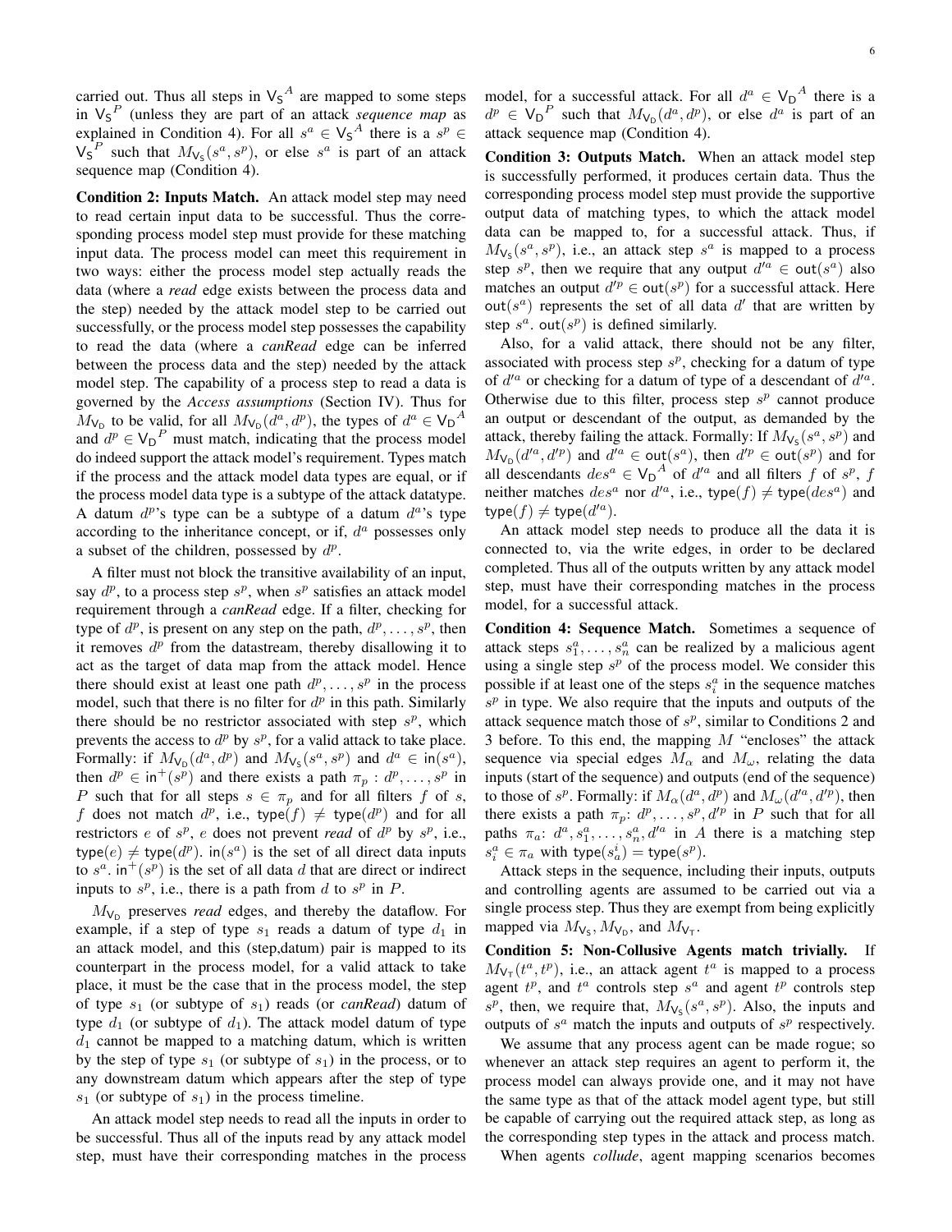carried out. Thus all steps in ${\mathsf{V_S}}^A$ are mapped to some steps in ${\mathsf{V_S}}^P$ (unless they are part of an attack *sequence map* as explained in Condition 4). For all $s^a \in {\mathsf{V_S}}^A$ there is a $s^p \in {\mathsf{V_S}}^P$ such that $M_{\mathsf{V_S}}(s^a, s^p)$, or else $s^a$ is part of an attack sequence map (Condition 4).

**Condition 2: Inputs Match.** An attack model step may need to read certain input data to be successful. Thus the corresponding process model step must provide for these matching input data. The process model can meet this requirement in two ways: either the process model step actually reads the data (where a *read* edge exists between the process data and the step) needed by the attack model step to be carried out successfully, or the process model step possesses the capability to read the data (where a *canRead* edge can be inferred between the process data and the step) needed by the attack model step. The capability of a process step to read a data is governed by the *Access assumptions* (Section IV). Thus for $M_{\mathsf{V_D}}$ to be valid, for all $M_{\mathsf{V_D}}(d^a, d^p)$, the types of $d^a \in {\mathsf{V_D}}^A$ and $d^p \in {\mathsf{V_D}}^P$ must match, indicating that the process model do indeed support the attack model's requirement. Types match if the process and the attack model data types are equal, or if the process model data type is a subtype of the attack datatype. A datum $d^p$'s type can be a subtype of a datum $d^a$'s type according to the inheritance concept, or if, $d^a$ possesses only a subset of the children, possessed by $d^p$.

A filter must not block the transitive availability of an input, say $d^p$, to a process step $s^p$, when $s^p$ satisfies an attack model requirement through a *canRead* edge. If a filter, checking for type of $d^p$, is present on any step on the path, $d^p, \ldots, s^p$, then it removes $d^p$ from the datastream, thereby disallowing it to act as the target of data map from the attack model. Hence there should exist at least one path $d^p, \ldots, s^p$ in the process model, such that there is no filter for $d^p$ in this path. Similarly there should be no restrictor associated with step $s^p$, which prevents the access to $d^p$ by $s^p$, for a valid attack to take place. Formally: if $M_{\mathsf{V_D}}(d^a, d^p)$ and $M_{\mathsf{V_S}}(s^a, s^p)$ and $d^a \in \mathsf{in}(s^a)$, then $d^p \in \mathsf{in}^+(s^p)$ and there exists a path $\pi_p : d^p, \ldots, s^p$ in $P$ such that for all steps $s \in \pi_p$ and for all filters $f$ of $s$, $f$ does not match $d^p$, i.e., $\mathsf{type}(f) \neq \mathsf{type}(d^p)$ and for all restrictors $e$ of $s^p$, $e$ does not prevent *read* of $d^p$ by $s^p$, i.e., $\mathsf{type}(e) \neq \mathsf{type}(d^p)$. $\mathsf{in}(s^a)$ is the set of all direct data inputs to $s^a$. $\mathsf{in}^+(s^p)$ is the set of all data $d$ that are direct or indirect inputs to $s^p$, i.e., there is a path from $d$ to $s^p$ in $P$.

$M_{\mathsf{V_D}}$ preserves *read* edges, and thereby the dataflow. For example, if a step of type $s_1$ reads a datum of type $d_1$ in an attack model, and this (step,datum) pair is mapped to its counterpart in the process model, for a valid attack to take place, it must be the case that in the process model, the step of type $s_1$ (or subtype of $s_1$) reads (or *canRead*) datum of type $d_1$ (or subtype of $d_1$). The attack model datum of type $d_1$ cannot be mapped to a matching datum, which is written by the step of type $s_1$ (or subtype of $s_1$) in the process, or to any downstream datum which appears after the step of type $s_1$ (or subtype of $s_1$) in the process timeline.

An attack model step needs to read all the inputs in order to be successful. Thus all of the inputs read by any attack model step, must have their corresponding matches in the process model, for a successful attack. For all $d^a \in {\mathsf{V_D}}^A$ there is a $d^p \in {\mathsf{V_D}}^P$ such that $M_{\mathsf{V_D}}(d^a, d^p)$, or else $d^a$ is part of an attack sequence map (Condition 4).

**Condition 3: Outputs Match.** When an attack model step is successfully performed, it produces certain data. Thus the corresponding process model step must provide the supportive output data of matching types, to which the attack model data can be mapped to, for a successful attack. Thus, if $M_{\mathsf{V_S}}(s^a, s^p)$, i.e., an attack step $s^a$ is mapped to a process step $s^p$, then we require that any output $d'^a \in \mathsf{out}(s^a)$ also matches an output $d'^p \in \mathsf{out}(s^p)$ for a successful attack. Here $\mathsf{out}(s^a)$ represents the set of all data $d'$ that are written by step $s^a$. $\mathsf{out}(s^p)$ is defined similarly.

Also, for a valid attack, there should not be any filter, associated with process step $s^p$, checking for a datum of type of $d'^a$ or checking for a datum of type of a descendant of $d'^a$. Otherwise due to this filter, process step $s^p$ cannot produce an output or descendant of the output, as demanded by the attack, thereby failing the attack. Formally: If $M_{\mathsf{V_S}}(s^a, s^p)$ and $M_{\mathsf{V_D}}(d'^a, d'^p)$ and $d'^a \in \mathsf{out}(s^a)$, then $d'^p \in \mathsf{out}(s^p)$ and for all descendants $des^a \in {\mathsf{V_D}}^A$ of $d'^a$ and all filters $f$ of $s^p$, $f$ neither matches $des^a$ nor $d'^a$, i.e., $\mathsf{type}(f) \neq \mathsf{type}(des^a)$ and $\mathsf{type}(f) \neq \mathsf{type}(d'^a)$.

An attack model step needs to produce all the data it is connected to, via the write edges, in order to be declared completed. Thus all of the outputs written by any attack model step, must have their corresponding matches in the process model, for a successful attack.

**Condition 4: Sequence Match.** Sometimes a sequence of attack steps $s^a_1, \ldots, s^a_n$ can be realized by a malicious agent using a single step $s^p$ of the process model. We consider this possible if at least one of the steps $s^a_i$ in the sequence matches $s^p$ in type. We also require that the inputs and outputs of the attack sequence match those of $s^p$, similar to Conditions 2 and 3 before. To this end, the mapping $M$ "encloses" the attack sequence via special edges $M_\alpha$ and $M_\omega$, relating the data inputs (start of the sequence) and outputs (end of the sequence) to those of $s^p$. Formally: if $M_\alpha(d^a, d^p)$ and $M_\omega(d'^a, d'^p)$, then there exists a path $\pi_p$: $d^p, \ldots, s^p, d'^p$ in $P$ such that for all paths $\pi_a$: $d^a, s^a_1, \ldots, s^a_n, d'^a$ in $A$ there is a matching step $s^a_i \in \pi_a$ with $\mathsf{type}(s^i_a) = \mathsf{type}(s^p)$.

Attack steps in the sequence, including their inputs, outputs and controlling agents are assumed to be carried out via a single process step. Thus they are exempt from being explicitly mapped via $M_{\mathsf{V_S}}, M_{\mathsf{V_D}}$, and $M_{\mathsf{V_T}}$.

**Condition 5: Non-Collusive Agents match trivially.** If $M_{\mathsf{V_T}}(t^a, t^p)$, i.e., an attack agent $t^a$ is mapped to a process agent $t^p$, and $t^a$ controls step $s^a$ and agent $t^p$ controls step $s^p$, then, we require that, $M_{\mathsf{V_S}}(s^a, s^p)$. Also, the inputs and outputs of $s^a$ match the inputs and outputs of $s^p$ respectively.

We assume that any process agent can be made rogue; so whenever an attack step requires an agent to perform it, the process model can always provide one, and it may not have the same type as that of the attack model agent type, but still be capable of carrying out the required attack step, as long as the corresponding step types in the attack and process match.

When agents *collude*, agent mapping scenarios becomes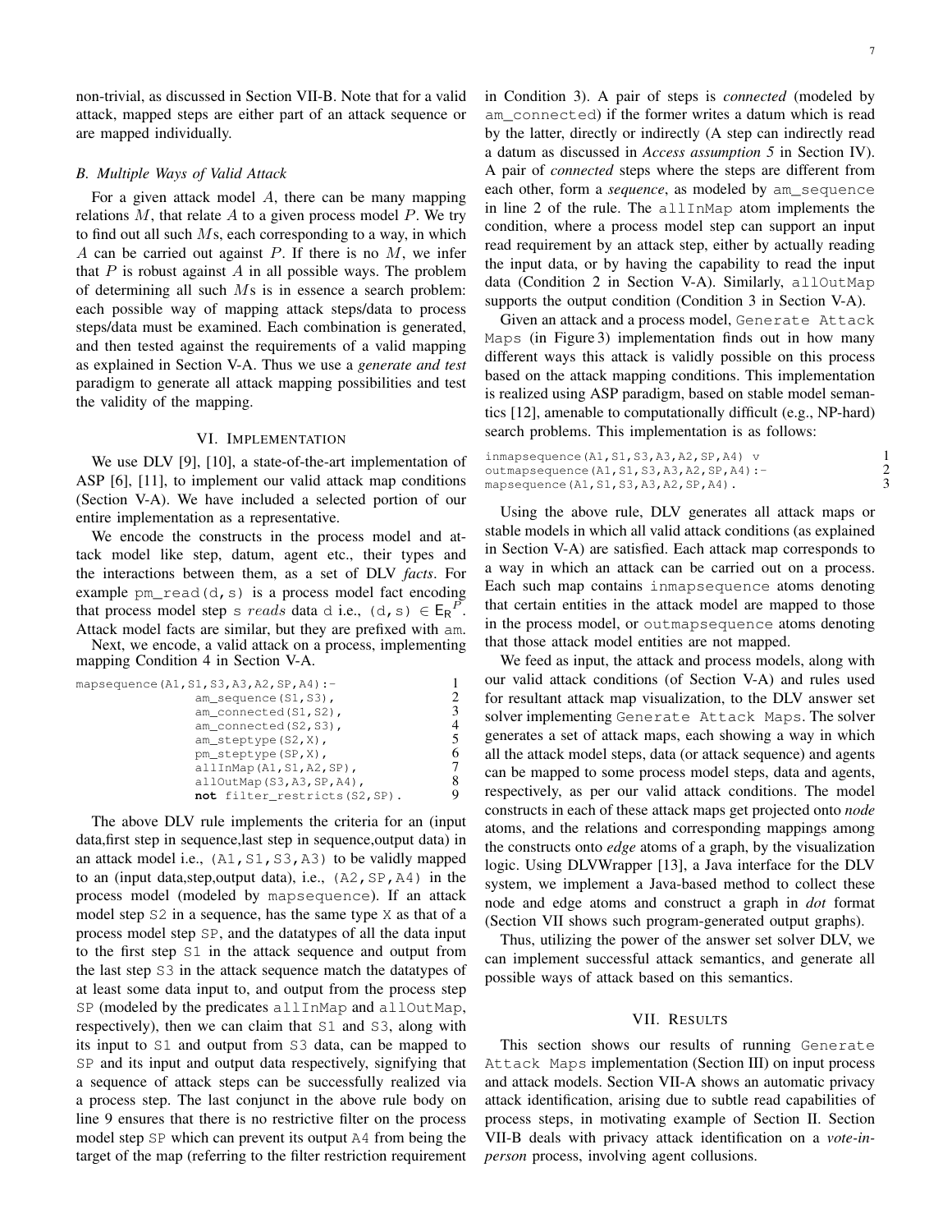non-trivial, as discussed in Section VII-B. Note that for a valid attack, mapped steps are either part of an attack sequence or are mapped individually.

### B. Multiple Ways of Valid Attack

For a given attack model $A$, there can be many mapping relations $M$, that relate $A$ to a given process model $P$. We try to find out all such $M$s, each corresponding to a way, in which $A$ can be carried out against $P$. If there is no $M$, we infer that $P$ is robust against $A$ in all possible ways. The problem of determining all such $M$s is in essence a search problem: each possible way of mapping attack steps/data to process steps/data must be examined. Each combination is generated, and then tested against the requirements of a valid mapping as explained in Section V-A. Thus we use a *generate and test* paradigm to generate all attack mapping possibilities and test the validity of the mapping.

## VI. Implementation

We use DLV [9], [10], a state-of-the-art implementation of ASP [6], [11], to implement our valid attack map conditions (Section V-A). We have included a selected portion of our entire implementation as a representative.

We encode the constructs in the process model and attack model like step, datum, agent etc., their types and the interactions between them, as a set of DLV *facts*. For example `pm_read(d,s)` is a process model fact encoding that process model step s *reads* data d i.e., $(d, s) \in E_R{}^P$. Attack model facts are similar, but they are prefixed with `am`.

Next, we encode, a valid attack on a process, implementing mapping Condition 4 in Section V-A.

```
mapsequence(A1,S1,S3,A3,A2,SP,A4):-          1
                am_sequence(S1,S3),           2
                am_connected(S1,S2),          3
                am_connected(S2,S3),          4
                am_steptype(S2,X),            5
                pm_steptype(SP,X),            6
                allInMap(A1,S1,A2,SP),        7
                allOutMap(S3,A3,SP,A4),       8
                not filter_restricts(S2,SP).  9
```

The above DLV rule implements the criteria for an (input data,first step in sequence,last step in sequence,output data) in an attack model i.e., `(A1,S1,S3,A3)` to be validly mapped to an (input data,step,output data), i.e., `(A2,SP,A4)` in the process model (modeled by `mapsequence`). If an attack model step `S2` in a sequence, has the same type `X` as that of a process model step `SP`, and the datatypes of all the data input to the first step `S1` in the attack sequence and output from the last step `S3` in the attack sequence match the datatypes of at least some data input to, and output from the process step `SP` (modeled by the predicates `allInMap` and `allOutMap`, respectively), then we can claim that `S1` and `S3`, along with its input to `S1` and output from `S3` data, can be mapped to `SP` and its input and output data respectively, signifying that a sequence of attack steps can be successfully realized via a process step. The last conjunct in the above rule body on line 9 ensures that there is no restrictive filter on the process model step `SP` which can prevent its output `A4` from being the target of the map (referring to the filter restriction requirement in Condition 3). A pair of steps is *connected* (modeled by `am_connected`) if the former writes a datum which is read by the latter, directly or indirectly (A step can indirectly read a datum as discussed in *Access assumption 5* in Section IV). A pair of *connected* steps where the steps are different from each other, form a *sequence*, as modeled by `am_sequence` in line 2 of the rule. The `allInMap` atom implements the condition, where a process model step can support an input read requirement by an attack step, either by actually reading the input data, or by having the capability to read the input data (Condition 2 in Section V-A). Similarly, `allOutMap` supports the output condition (Condition 3 in Section V-A).

Given an attack and a process model, `Generate Attack Maps` (in Figure 3) implementation finds out in how many different ways this attack is validly possible on this process based on the attack mapping conditions. This implementation is realized using ASP paradigm, based on stable model semantics [12], amenable to computationally difficult (e.g., NP-hard) search problems. This implementation is as follows:

```
inmapsequence(A1,S1,S3,A3,A2,SP,A4) v          1
outmapsequence(A1,S1,S3,A3,A2,SP,A4):-         2
mapsequence(A1,S1,S3,A3,A2,SP,A4).             3
```

Using the above rule, DLV generates all attack maps or stable models in which all valid attack conditions (as explained in Section V-A) are satisfied. Each attack map corresponds to a way in which an attack can be carried out on a process. Each such map contains `inmapsequence` atoms denoting that certain entities in the attack model are mapped to those in the process model, or `outmapsequence` atoms denoting that those attack model entities are not mapped.

We feed as input, the attack and process models, along with our valid attack conditions (of Section V-A) and rules used for resultant attack map visualization, to the DLV answer set solver implementing `Generate Attack Maps`. The solver generates a set of attack maps, each showing a way in which all the attack model steps, data (or attack sequence) and agents can be mapped to some process model steps, data and agents, respectively, as per our valid attack conditions. The model constructs in each of these attack maps get projected onto *node* atoms, and the relations and corresponding mappings among the constructs onto *edge* atoms of a graph, by the visualization logic. Using DLVWrapper [13], a Java interface for the DLV system, we implement a Java-based method to collect these node and edge atoms and construct a graph in *dot* format (Section VII shows such program-generated output graphs).

Thus, utilizing the power of the answer set solver DLV, we can implement successful attack semantics, and generate all possible ways of attack based on this semantics.

## VII. Results

This section shows our results of running `Generate Attack Maps` implementation (Section III) on input process and attack models. Section VII-A shows an automatic privacy attack identification, arising due to subtle read capabilities of process steps, in motivating example of Section II. Section VII-B deals with privacy attack identification on a *vote-in-person* process, involving agent collusions.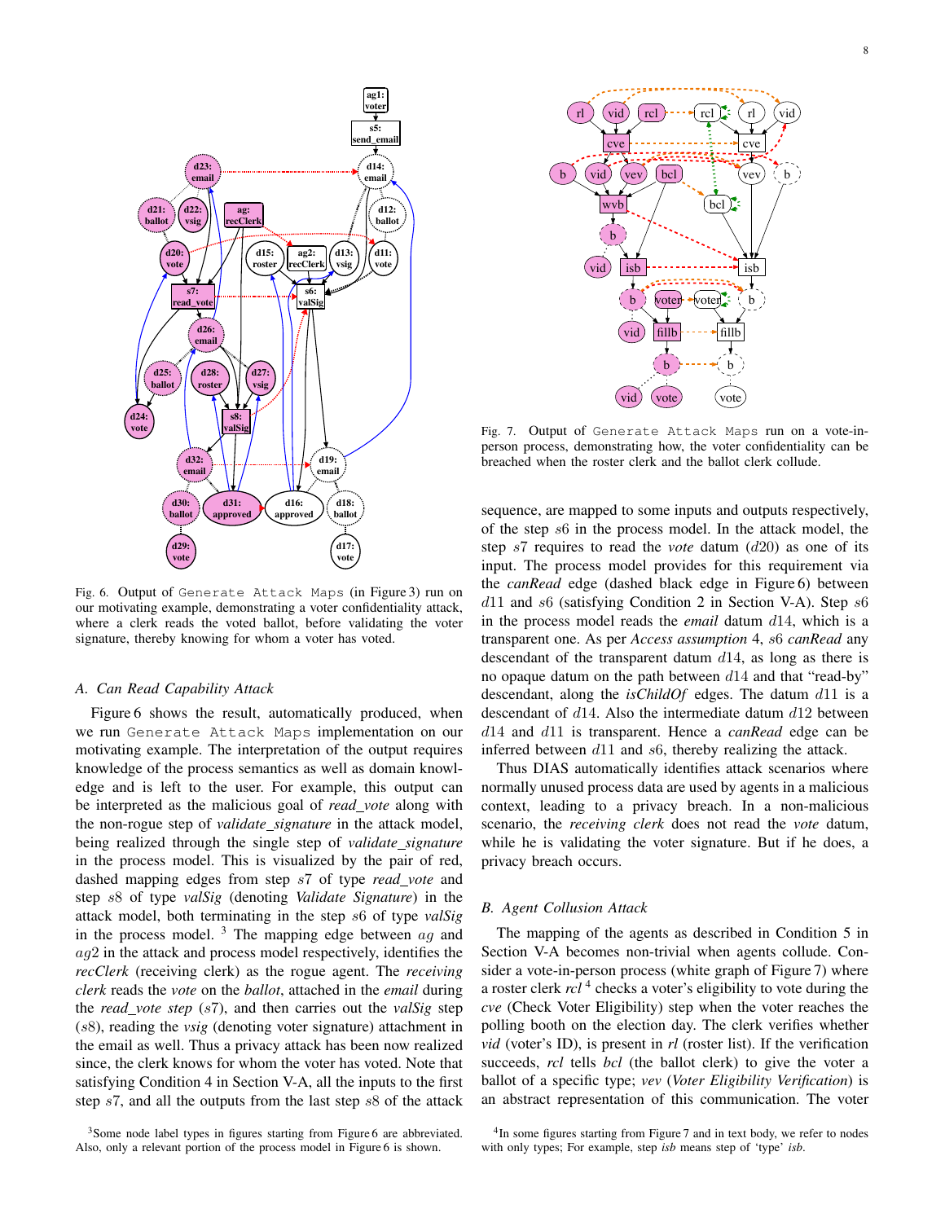Fig. 6. Output of `Generate Attack Maps` (in Figure 3) run on our motivating example, demonstrating a voter confidentiality attack, where a clerk reads the voted ballot, before validating the voter signature, thereby knowing for whom a voter has voted.

### A. Can Read Capability Attack

Figure 6 shows the result, automatically produced, when we run `Generate Attack Maps` implementation on our motivating example. The interpretation of the output requires knowledge of the process semantics as well as domain knowledge and is left to the user. For example, this output can be interpreted as the malicious goal of *read_vote* along with the non-rogue step of *validate_signature* in the attack model, being realized through the single step of *validate_signature* in the process model. This is visualized by the pair of red, dashed mapping edges from step $s7$ of type *read_vote* and step $s8$ of type *valSig* (denoting *Validate Signature*) in the attack model, both terminating in the step $s6$ of type *valSig* in the process model. [3] The mapping edge between $ag$ and $ag2$ in the attack and process model respectively, identifies the *recClerk* (receiving clerk) as the rogue agent. The *receiving clerk* reads the *vote* on the *ballot*, attached in the *email* during the *read_vote step* ($s7$), and then carries out the *valSig* step ($s8$), reading the *vsig* (denoting voter signature) attachment in the email as well. Thus a privacy attack has been now realized since, the clerk knows for whom the voter has voted. Note that satisfying Condition 4 in Section V-A, all the inputs to the first step $s7$, and all the outputs from the last step $s8$ of the attack sequence, are mapped to some inputs and outputs respectively, of the step $s6$ in the process model. In the attack model, the step $s7$ requires to read the *vote* datum ($d20$) as one of its input. The process model provides for this requirement via the *canRead* edge (dashed black edge in Figure 6) between $d11$ and $s6$ (satisfying Condition 2 in Section V-A). Step $s6$ in the process model reads the *email* datum $d14$, which is a transparent one. As per *Access assumption* 4, $s6$ *canRead* any descendant of the transparent datum $d14$, as long as there is no opaque datum on the path between $d14$ and that "read-by" descendant, along the *isChildOf* edges. The datum $d11$ is a descendant of $d14$. Also the intermediate datum $d12$ between $d14$ and $d11$ is transparent. Hence a *canRead* edge can be inferred between $d11$ and $s6$, thereby realizing the attack.

Thus DIAS automatically identifies attack scenarios where normally unused process data are used by agents in a malicious context, leading to a privacy breach. In a non-malicious scenario, the *receiving clerk* does not read the *vote* datum, while he is validating the voter signature. But if he does, a privacy breach occurs.

[3] Some node label types in figures starting from Figure 6 are abbreviated. Also, only a relevant portion of the process model in Figure 6 is shown.

Fig. 7. Output of `Generate Attack Maps` run on a vote-in-person process, demonstrating how, the voter confidentiality can be breached when the roster clerk and the ballot clerk collude.

### B. Agent Collusion Attack

The mapping of the agents as described in Condition 5 in Section V-A becomes non-trivial when agents collude. Consider a vote-in-person process (white graph of Figure 7) where a roster clerk *rcl* [4] checks a voter's eligibility to vote during the *cve* (Check Voter Eligibility) step when the voter reaches the polling booth on the election day. The clerk verifies whether *vid* (voter's ID), is present in *rl* (roster list). If the verification succeeds, *rcl* tells *bcl* (the ballot clerk) to give the voter a ballot of a specific type; *vev* (*Voter Eligibility Verification*) is an abstract representation of this communication. The voter

[4] In some figures starting from Figure 7 and in text body, we refer to nodes with only types; For example, step *isb* means step of 'type' *isb*.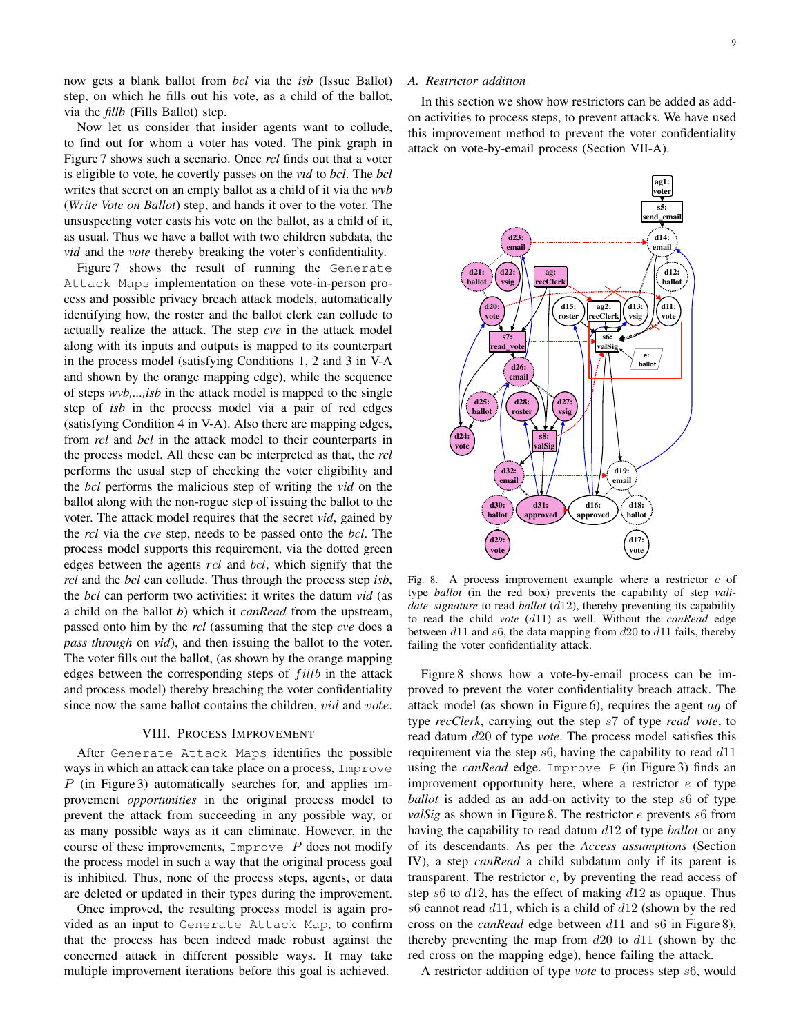now gets a blank ballot from *bcl* via the *isb* (Issue Ballot) step, on which he fills out his vote, as a child of the ballot, via the *fillb* (Fills Ballot) step.

Now let us consider that insider agents want to collude, to find out for whom a voter has voted. The pink graph in Figure 7 shows such a scenario. Once *rcl* finds out that a voter is eligible to vote, he covertly passes on the *vid* to *bcl*. The *bcl* writes that secret on an empty ballot as a child of it via the *wvb* (*Write Vote on Ballot*) step, and hands it over to the voter. The unsuspecting voter casts his vote on the ballot, as a child of it, as usual. Thus we have a ballot with two children subdata, the *vid* and the *vote* thereby breaking the voter's confidentiality.

Figure 7 shows the result of running the `Generate Attack Maps` implementation on these vote-in-person process and possible privacy breach attack models, automatically identifying how, the roster and the ballot clerk can collude to actually realize the attack. The step *cve* in the attack model along with its inputs and outputs is mapped to its counterpart in the process model (satisfying Conditions 1, 2 and 3 in V-A and shown by the orange mapping edge), while the sequence of steps *wvb,...,isb* in the attack model is mapped to the single step of *isb* in the process model via a pair of red edges (satisfying Condition 4 in V-A). Also there are mapping edges, from *rcl* and *bcl* in the attack model to their counterparts in the process model. All these can be interpreted as that, the *rcl* performs the usual step of checking the voter eligibility and the *bcl* performs the malicious step of writing the *vid* on the ballot along with the non-rogue step of issuing the ballot to the voter. The attack model requires that the secret *vid*, gained by the *rcl* via the *cve* step, needs to be passed onto the *bcl*. The process model supports this requirement, via the dotted green edges between the agents $rcl$ and $bcl$, which signify that the *rcl* and the *bcl* can collude. Thus through the process step *isb*, the *bcl* can perform two activities: it writes the datum *vid* (as a child on the ballot *b*) which it *canRead* from the upstream, passed onto him by the *rcl* (assuming that the step *cve* does a *pass through* on *vid*), and then issuing the ballot to the voter. The voter fills out the ballot, (as shown by the orange mapping edges between the corresponding steps of $fillb$ in the attack and process model) thereby breaching the voter confidentiality since now the same ballot contains the children, $vid$ and $vote$.

## VIII. Process Improvement

After `Generate Attack Maps` identifies the possible ways in which an attack can take place on a process, `Improve` $P$ (in Figure 3) automatically searches for, and applies improvement *opportunities* in the original process model to prevent the attack from succeeding in any possible way, or as many possible ways as it can eliminate. However, in the course of these improvements, `Improve` $P$ does not modify the process model in such a way that the original process goal is inhibited. Thus, none of the process steps, agents, or data are deleted or updated in their types during the improvement.

Once improved, the resulting process model is again provided as an input to `Generate Attack Map`, to confirm that the process has been indeed made robust against the concerned attack in different possible ways. It may take multiple improvement iterations before this goal is achieved.

### A. Restrictor addition

In this section we show how restrictors can be added as add-on activities to process steps, to prevent attacks. We have used this improvement method to prevent the voter confidentiality attack on vote-by-email process (Section VII-A).

Fig. 8. A process improvement example where a restrictor $e$ of type *ballot* (in the red box) prevents the capability of step *validate_signature* to read *ballot* ($d12$), thereby preventing its capability to read the child *vote* ($d11$) as well. Without the *canRead* edge between $d11$ and $s6$, the data mapping from $d20$ to $d11$ fails, thereby failing the voter confidentiality attack.

Figure 8 shows how a vote-by-email process can be improved to prevent the voter confidentiality breach attack. The attack model (as shown in Figure 6), requires the agent $ag$ of type *recClerk*, carrying out the step $s7$ of type *read_vote*, to read datum $d20$ of type *vote*. The process model satisfies this requirement via the step $s6$, having the capability to read $d11$ using the *canRead* edge. `Improve P` (in Figure 3) finds an improvement opportunity here, where a restrictor $e$ of type *ballot* is added as an add-on activity to the step $s6$ of type *valSig* as shown in Figure 8. The restrictor $e$ prevents $s6$ from having the capability to read datum $d12$ of type *ballot* or any of its descendants. As per the *Access assumptions* (Section IV), a step *canRead* a child subdatum only if its parent is transparent. The restrictor $e$, by preventing the read access of step $s6$ to $d12$, has the effect of making $d12$ as opaque. Thus $s6$ cannot read $d11$, which is a child of $d12$ (shown by the red cross on the *canRead* edge between $d11$ and $s6$ in Figure 8), thereby preventing the map from $d20$ to $d11$ (shown by the red cross on the mapping edge), hence failing the attack.

A restrictor addition of type *vote* to process step $s6$, would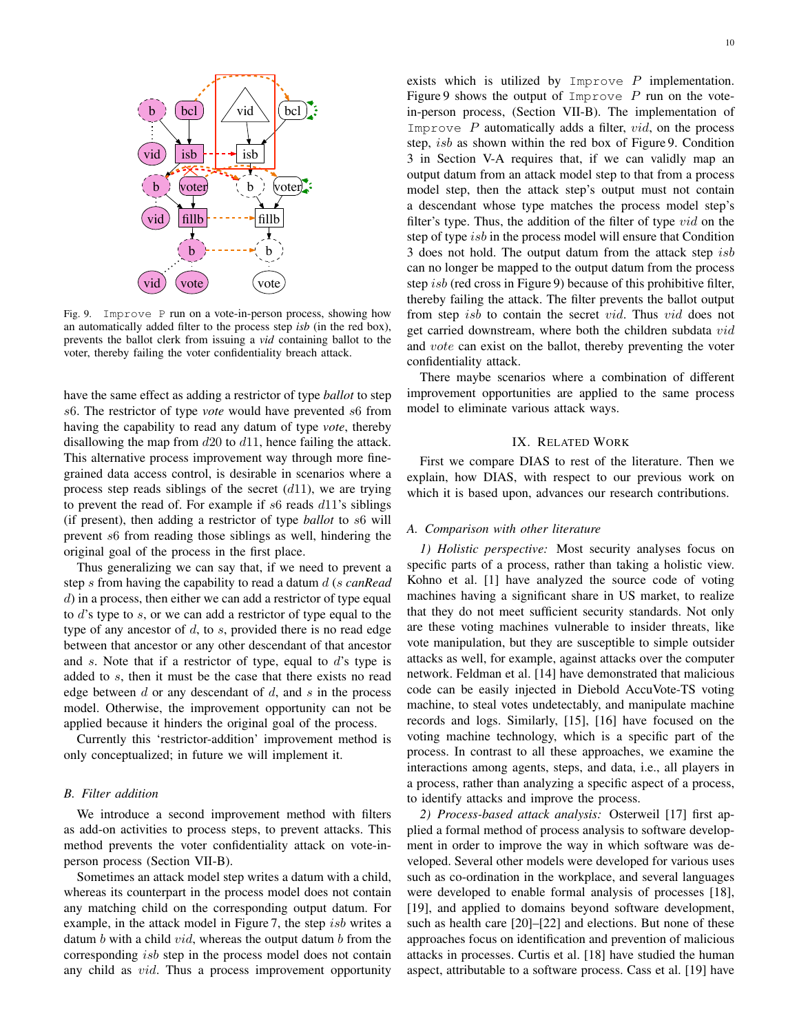Fig. 9. `Improve P` run on a vote-in-person process, showing how an automatically added filter to the process step *isb* (in the red box), prevents the ballot clerk from issuing a *vid* containing ballot to the voter, thereby failing the voter confidentiality breach attack.

have the same effect as adding a restrictor of type *ballot* to step $s6$. The restrictor of type *vote* would have prevented $s6$ from having the capability to read any datum of type *vote*, thereby disallowing the map from $d20$ to $d11$, hence failing the attack. This alternative process improvement way through more fine-grained data access control, is desirable in scenarios where a process step reads siblings of the secret ($d11$), we are trying to prevent the read of. For example if $s6$ reads $d11$'s siblings (if present), then adding a restrictor of type *ballot* to $s6$ will prevent $s6$ from reading those siblings as well, hindering the original goal of the process in the first place.

Thus generalizing we can say that, if we need to prevent a step $s$ from having the capability to read a datum $d$ ($s$ *canRead* $d$) in a process, then either we can add a restrictor of type equal to $d$'s type to $s$, or we can add a restrictor of type equal to the type of any ancestor of $d$, to $s$, provided there is no read edge between that ancestor or any other descendant of that ancestor and $s$. Note that if a restrictor of type, equal to $d$'s type is added to $s$, then it must be the case that there exists no read edge between $d$ or any descendant of $d$, and $s$ in the process model. Otherwise, the improvement opportunity can not be applied because it hinders the original goal of the process.

Currently this 'restrictor-addition' improvement method is only conceptualized; in future we will implement it.

### B. Filter addition

We introduce a second improvement method with filters as add-on activities to process steps, to prevent attacks. This method prevents the voter confidentiality attack on vote-in-person process (Section VII-B).

Sometimes an attack model step writes a datum with a child, whereas its counterpart in the process model does not contain any matching child on the corresponding output datum. For example, in the attack model in Figure 7, the step $isb$ writes a datum $b$ with a child $vid$, whereas the output datum $b$ from the corresponding $isb$ step in the process model does not contain any child as $vid$. Thus a process improvement opportunity exists which is utilized by `Improve` $P$ implementation. Figure 9 shows the output of `Improve` $P$ run on the vote-in-person process, (Section VII-B). The implementation of `Improve` $P$ automatically adds a filter, $vid$, on the process step, $isb$ as shown within the red box of Figure 9. Condition 3 in Section V-A requires that, if we can validly map an output datum from an attack model step to that from a process model step, then the attack step's output must not contain a descendant whose type matches the process model step's filter's type. Thus, the addition of the filter of type $vid$ on the step of type $isb$ in the process model will ensure that Condition 3 does not hold. The output datum from the attack step $isb$ can no longer be mapped to the output datum from the process step $isb$ (red cross in Figure 9) because of this prohibitive filter, thereby failing the attack. The filter prevents the ballot output from step $isb$ to contain the secret $vid$. Thus $vid$ does not get carried downstream, where both the children subdata $vid$ and $vote$ can exist on the ballot, thereby preventing the voter confidentiality attack.

There maybe scenarios where a combination of different improvement opportunities are applied to the same process model to eliminate various attack ways.

## IX. Related Work

First we compare DIAS to rest of the literature. Then we explain, how DIAS, with respect to our previous work on which it is based upon, advances our research contributions.

### A. Comparison with other literature

*1) Holistic perspective:* Most security analyses focus on specific parts of a process, rather than taking a holistic view. Kohno et al. [1] have analyzed the source code of voting machines having a significant share in US market, to realize that they do not meet sufficient security standards. Not only are these voting machines vulnerable to insider threats, like vote manipulation, but they are susceptible to simple outsider attacks as well, for example, against attacks over the computer network. Feldman et al. [14] have demonstrated that malicious code can be easily injected in Diebold AccuVote-TS voting machine, to steal votes undetectably, and manipulate machine records and logs. Similarly, [15], [16] have focused on the voting machine technology, which is a specific part of the process. In contrast to all these approaches, we examine the interactions among agents, steps, and data, i.e., all players in a process, rather than analyzing a specific aspect of a process, to identify attacks and improve the process.

*2) Process-based attack analysis:* Osterweil [17] first applied a formal method of process analysis to software development in order to improve the way in which software was developed. Several other models were developed for various uses such as co-ordination in the workplace, and several languages were developed to enable formal analysis of processes [18], [19], and applied to domains beyond software development, such as health care [20]–[22] and elections. But none of these approaches focus on identification and prevention of malicious attacks in processes. Curtis et al. [18] have studied the human aspect, attributable to a software process. Cass et al. [19] have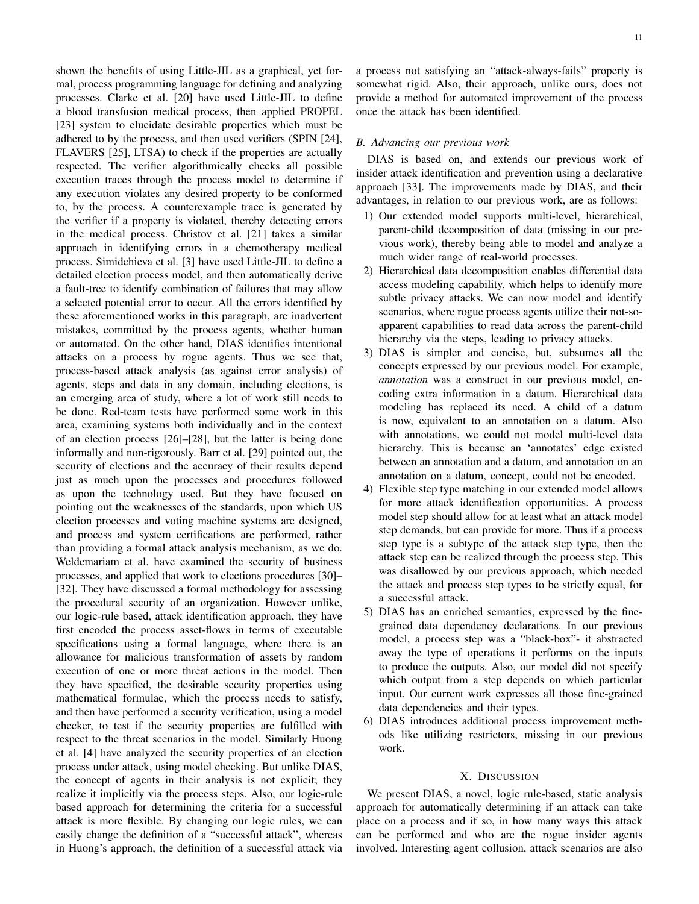shown the benefits of using Little-JIL as a graphical, yet formal, process programming language for defining and analyzing processes. Clarke et al. [20] have used Little-JIL to define a blood transfusion medical process, then applied PROPEL [23] system to elucidate desirable properties which must be adhered to by the process, and then used verifiers (SPIN [24], FLAVERS [25], LTSA) to check if the properties are actually respected. The verifier algorithmically checks all possible execution traces through the process model to determine if any execution violates any desired property to be conformed to, by the process. A counterexample trace is generated by the verifier if a property is violated, thereby detecting errors in the medical process. Christov et al. [21] takes a similar approach in identifying errors in a chemotherapy medical process. Simidchieva et al. [3] have used Little-JIL to define a detailed election process model, and then automatically derive a fault-tree to identify combination of failures that may allow a selected potential error to occur. All the errors identified by these aforementioned works in this paragraph, are inadvertent mistakes, committed by the process agents, whether human or automated. On the other hand, DIAS identifies intentional attacks on a process by rogue agents. Thus we see that, process-based attack analysis (as against error analysis) of agents, steps and data in any domain, including elections, is an emerging area of study, where a lot of work still needs to be done. Red-team tests have performed some work in this area, examining systems both individually and in the context of an election process [26]–[28], but the latter is being done informally and non-rigorously. Barr et al. [29] pointed out, the security of elections and the accuracy of their results depend just as much upon the processes and procedures followed as upon the technology used. But they have focused on pointing out the weaknesses of the standards, upon which US election processes and voting machine systems are designed, and process and system certifications are performed, rather than providing a formal attack analysis mechanism, as we do. Weldemariam et al. have examined the security of business processes, and applied that work to elections procedures [30]–[32]. They have discussed a formal methodology for assessing the procedural security of an organization. However unlike, our logic-rule based, attack identification approach, they have first encoded the process asset-flows in terms of executable specifications using a formal language, where there is an allowance for malicious transformation of assets by random execution of one or more threat actions in the model. Then they have specified, the desirable security properties using mathematical formulae, which the process needs to satisfy, and then have performed a security verification, using a model checker, to test if the security properties are fulfilled with respect to the threat scenarios in the model. Similarly Huong et al. [4] have analyzed the security properties of an election process under attack, using model checking. But unlike DIAS, the concept of agents in their analysis is not explicit; they realize it implicitly via the process steps. Also, our logic-rule based approach for determining the criteria for a successful attack is more flexible. By changing our logic rules, we can easily change the definition of a "successful attack", whereas in Huong's approach, the definition of a successful attack via a process not satisfying an "attack-always-fails" property is somewhat rigid. Also, their approach, unlike ours, does not provide a method for automated improvement of the process once the attack has been identified.

### B. Advancing our previous work

DIAS is based on, and extends our previous work of insider attack identification and prevention using a declarative approach [33]. The improvements made by DIAS, and their advantages, in relation to our previous work, are as follows:

1) Our extended model supports multi-level, hierarchical, parent-child decomposition of data (missing in our previous work), thereby being able to model and analyze a much wider range of real-world processes.
2) Hierarchical data decomposition enables differential data access modeling capability, which helps to identify more subtle privacy attacks. We can now model and identify scenarios, where rogue process agents utilize their not-so-apparent capabilities to read data across the parent-child hierarchy via the steps, leading to privacy attacks.
3) DIAS is simpler and concise, but, subsumes all the concepts expressed by our previous model. For example, *annotation* was a construct in our previous model, encoding extra information in a datum. Hierarchical data modeling has replaced its need. A child of a datum is now, equivalent to an annotation on a datum. Also with annotations, we could not model multi-level data hierarchy. This is because an 'annotates' edge existed between an annotation and a datum, and annotation on an annotation on a datum, concept, could not be encoded.
4) Flexible step type matching in our extended model allows for more attack identification opportunities. A process model step should allow for at least what an attack model step demands, but can provide for more. Thus if a process step type is a subtype of the attack step type, then the attack step can be realized through the process step. This was disallowed by our previous approach, which needed the attack and process step types to be strictly equal, for a successful attack.
5) DIAS has an enriched semantics, expressed by the fine-grained data dependency declarations. In our previous model, a process step was a "black-box"- it abstracted away the type of operations it performs on the inputs to produce the outputs. Also, our model did not specify which output from a step depends on which particular input. Our current work expresses all those fine-grained data dependencies and their types.
6) DIAS introduces additional process improvement methods like utilizing restrictors, missing in our previous work.

## X. Discussion

We present DIAS, a novel, logic rule-based, static analysis approach for automatically determining if an attack can take place on a process and if so, in how many ways this attack can be performed and who are the rogue insider agents involved. Interesting agent collusion, attack scenarios are also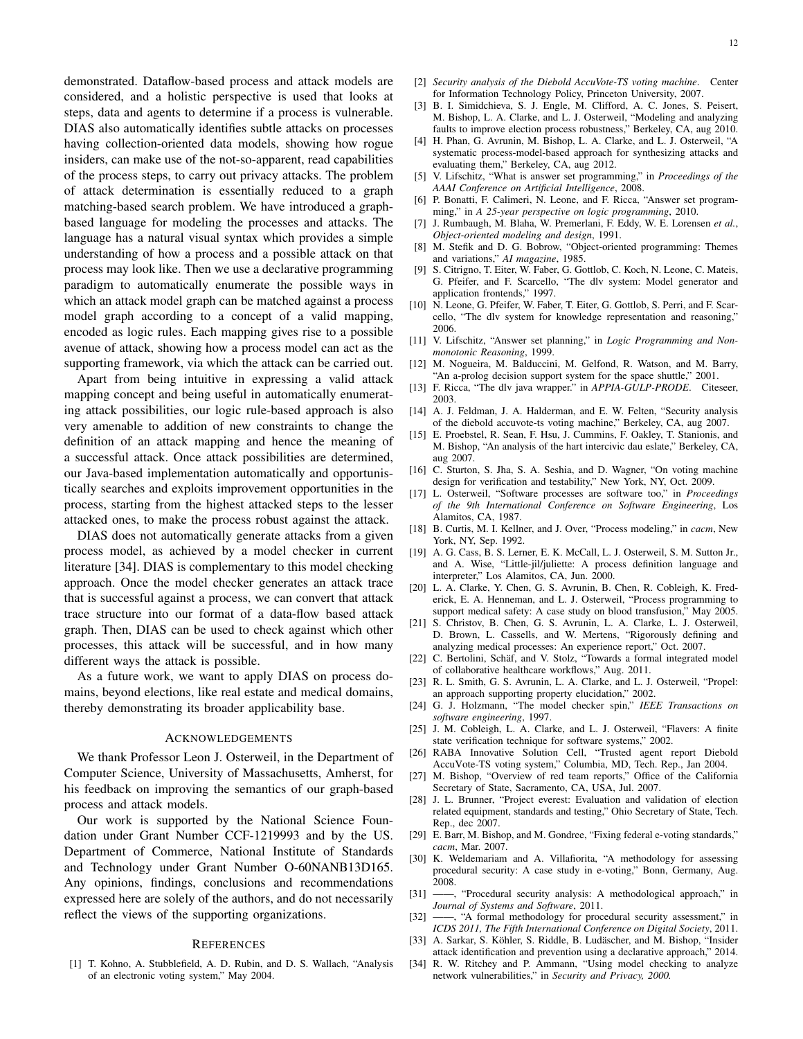demonstrated. Dataflow-based process and attack models are considered, and a holistic perspective is used that looks at steps, data and agents to determine if a process is vulnerable. DIAS also automatically identifies subtle attacks on processes having collection-oriented data models, showing how rogue insiders, can make use of the not-so-apparent, read capabilities of the process steps, to carry out privacy attacks. The problem of attack determination is essentially reduced to a graph matching-based search problem. We have introduced a graph-based language for modeling the processes and attacks. The language has a natural visual syntax which provides a simple understanding of how a process and a possible attack on that process may look like. Then we use a declarative programming paradigm to automatically enumerate the possible ways in which an attack model graph can be matched against a process model graph according to a concept of a valid mapping, encoded as logic rules. Each mapping gives rise to a possible avenue of attack, showing how a process model can act as the supporting framework, via which the attack can be carried out.

Apart from being intuitive in expressing a valid attack mapping concept and being useful in automatically enumerating attack possibilities, our logic rule-based approach is also very amenable to addition of new constraints to change the definition of an attack mapping and hence the meaning of a successful attack. Once attack possibilities are determined, our Java-based implementation automatically and opportunistically searches and exploits improvement opportunities in the process, starting from the highest attacked steps to the lesser attacked ones, to make the process robust against the attack.

DIAS does not automatically generate attacks from a given process model, as achieved by a model checker in current literature [34]. DIAS is complementary to this model checking approach. Once the model checker generates an attack trace that is successful against a process, we can convert that attack trace structure into our format of a data-flow based attack graph. Then, DIAS can be used to check against which other processes, this attack will be successful, and in how many different ways the attack is possible.

As a future work, we want to apply DIAS on process domains, beyond elections, like real estate and medical domains, thereby demonstrating its broader applicability base.

## Acknowledgements

We thank Professor Leon J. Osterweil, in the Department of Computer Science, University of Massachusetts, Amherst, for his feedback on improving the semantics of our graph-based process and attack models.

Our work is supported by the National Science Foundation under Grant Number CCF-1219993 and by the US. Department of Commerce, National Institute of Standards and Technology under Grant Number O-60NANB13D165. Any opinions, findings, conclusions and recommendations expressed here are solely of the authors, and do not necessarily reflect the views of the supporting organizations.

## References

[1] T. Kohno, A. Stubblefield, A. D. Rubin, and D. S. Wallach, "Analysis of an electronic voting system," May 2004.

[2] *Security analysis of the Diebold AccuVote-TS voting machine*. Center for Information Technology Policy, Princeton University, 2007.

[3] B. I. Simidchieva, S. J. Engle, M. Clifford, A. C. Jones, S. Peisert, M. Bishop, L. A. Clarke, and L. J. Osterweil, "Modeling and analyzing faults to improve election process robustness," Berkeley, CA, aug 2010.

[4] H. Phan, G. Avrunin, M. Bishop, L. A. Clarke, and L. J. Osterweil, "A systematic process-model-based approach for synthesizing attacks and evaluating them," Berkeley, CA, aug 2012.

[5] V. Lifschitz, "What is answer set programming," in *Proceedings of the AAAI Conference on Artificial Intelligence*, 2008.

[6] P. Bonatti, F. Calimeri, N. Leone, and F. Ricca, "Answer set programming," in *A 25-year perspective on logic programming*, 2010.

[7] J. Rumbaugh, M. Blaha, W. Premerlani, F. Eddy, W. E. Lorensen *et al.*, *Object-oriented modeling and design*, 1991.

[8] M. Stefik and D. G. Bobrow, "Object-oriented programming: Themes and variations," *AI magazine*, 1985.

[9] S. Citrigno, T. Eiter, W. Faber, G. Gottlob, C. Koch, N. Leone, C. Mateis, G. Pfeifer, and F. Scarcello, "The dlv system: Model generator and application frontends," 1997.

[10] N. Leone, G. Pfeifer, W. Faber, T. Eiter, G. Gottlob, S. Perri, and F. Scarcello, "The dlv system for knowledge representation and reasoning," 2006.

[11] V. Lifschitz, "Answer set planning," in *Logic Programming and Nonmonotonic Reasoning*, 1999.

[12] M. Nogueira, M. Balduccini, M. Gelfond, R. Watson, and M. Barry, "An a-prolog decision support system for the space shuttle," 2001.

[13] F. Ricca, "The dlv java wrapper." in *APPIA-GULP-PRODE*. Citeseer, 2003.

[14] A. J. Feldman, J. A. Halderman, and E. W. Felten, "Security analysis of the diebold accuvote-ts voting machine," Berkeley, CA, aug 2007.

[15] E. Proebstel, R. Sean, F. Hsu, J. Cummins, F. Oakley, T. Stanionis, and M. Bishop, "An analysis of the hart intercivic dau eslate," Berkeley, CA, aug 2007.

[16] C. Sturton, S. Jha, S. A. Seshia, and D. Wagner, "On voting machine design for verification and testability," New York, NY, Oct. 2009.

[17] L. Osterweil, "Software processes are software too," in *Proceedings of the 9th International Conference on Software Engineering*, Los Alamitos, CA, 1987.

[18] B. Curtis, M. I. Kellner, and J. Over, "Process modeling," in *cacm*, New York, NY, Sep. 1992.

[19] A. G. Cass, B. S. Lerner, E. K. McCall, L. J. Osterweil, S. M. Sutton Jr., and A. Wise, "Little-jil/juliette: A process definition language and interpreter," Los Alamitos, CA, Jun. 2000.

[20] L. A. Clarke, Y. Chen, G. S. Avrunin, B. Chen, R. Cobleigh, K. Frederick, E. A. Henneman, and L. J. Osterweil, "Process programming to support medical safety: A case study on blood transfusion," May 2005.

[21] S. Christov, B. Chen, G. S. Avrunin, L. A. Clarke, L. J. Osterweil, D. Brown, L. Cassells, and W. Mertens, "Rigorously defining and analyzing medical processes: An experience report," Oct. 2007.

[22] C. Bertolini, Schäf, and V. Stolz, "Towards a formal integrated model of collaborative healthcare workflows," Aug. 2011.

[23] R. L. Smith, G. S. Avrunin, L. A. Clarke, and L. J. Osterweil, "Propel: an approach supporting property elucidation," 2002.

[24] G. J. Holzmann, "The model checker spin," *IEEE Transactions on software engineering*, 1997.

[25] J. M. Cobleigh, L. A. Clarke, and L. J. Osterweil, "Flavers: A finite state verification technique for software systems," 2002.

[26] RABA Innovative Solution Cell, "Trusted agent report Diebold AccuVote-TS voting system," Columbia, MD, Tech. Rep., Jan 2004.

[27] M. Bishop, "Overview of red team reports," Office of the California Secretary of State, Sacramento, CA, USA, Jul. 2007.

[28] J. L. Brunner, "Project everest: Evaluation and validation of election related equipment, standards and testing," Ohio Secretary of State, Tech. Rep., dec 2007.

[29] E. Barr, M. Bishop, and M. Gondree, "Fixing federal e-voting standards," *cacm*, Mar. 2007.

[30] K. Weldemariam and A. Villafiorita, "A methodology for assessing procedural security: A case study in e-voting," Bonn, Germany, Aug. 2008.

[31] ——, "Procedural security analysis: A methodological approach," in *Journal of Systems and Software*, 2011.

[32] ——, "A formal methodology for procedural security assessment," in *ICDS 2011, The Fifth International Conference on Digital Society*, 2011.

[33] A. Sarkar, S. Köhler, S. Riddle, B. Ludäscher, and M. Bishop, "Insider attack identification and prevention using a declarative approach," 2014.

[34] R. W. Ritchey and P. Ammann, "Using model checking to analyze network vulnerabilities," in *Security and Privacy, 2000.*